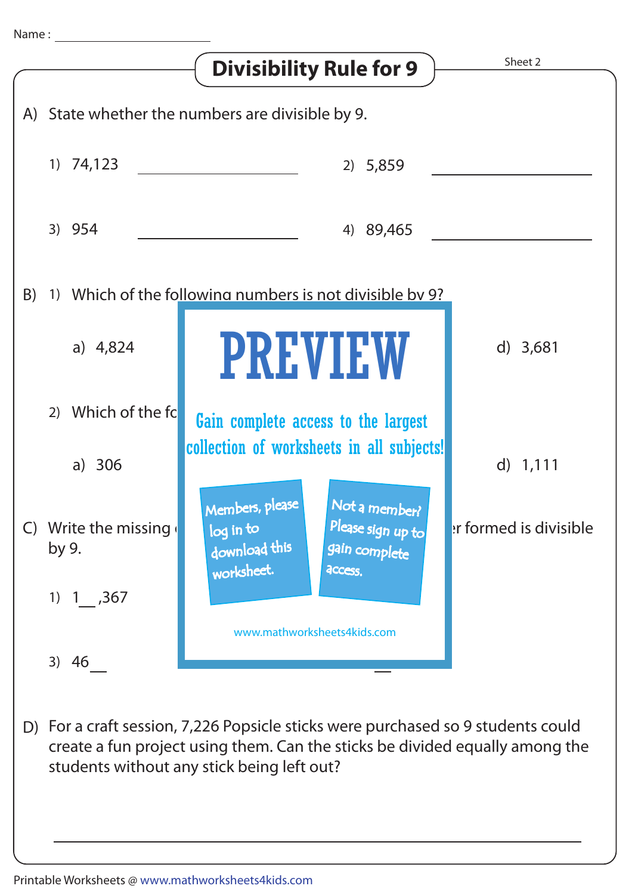Name : ____________________

# Divisibility Rule for 9

Sheet 2

A) State whether the numbers are divisible by 9.

1) 74,123 ____________ 2) 5,859 ____________

3) 954 ____________ 4) 89,465 ____________

B) 1) Which of the following numbers is not divisible by 9?

a) 4,824 d) 3,681

2) Which of the fo

a) 306 d) 1,111

C) Write the missing er formed is divisible by 9.

1) 1__,367

3) 46__

PREVIEW

Gain complete access to the largest collection of worksheets in all subjects!

Members, please log in to download this worksheet.

Not a member? Please sign up to gain complete access.

www.mathworksheets4kids.com

D) For a craft session, 7,226 Popsicle sticks were purchased so 9 students could create a fun project using them. Can the sticks be divided equally among the students without any stick being left out?

______________________________________________

Printable Worksheets @ www.mathworksheets4kids.com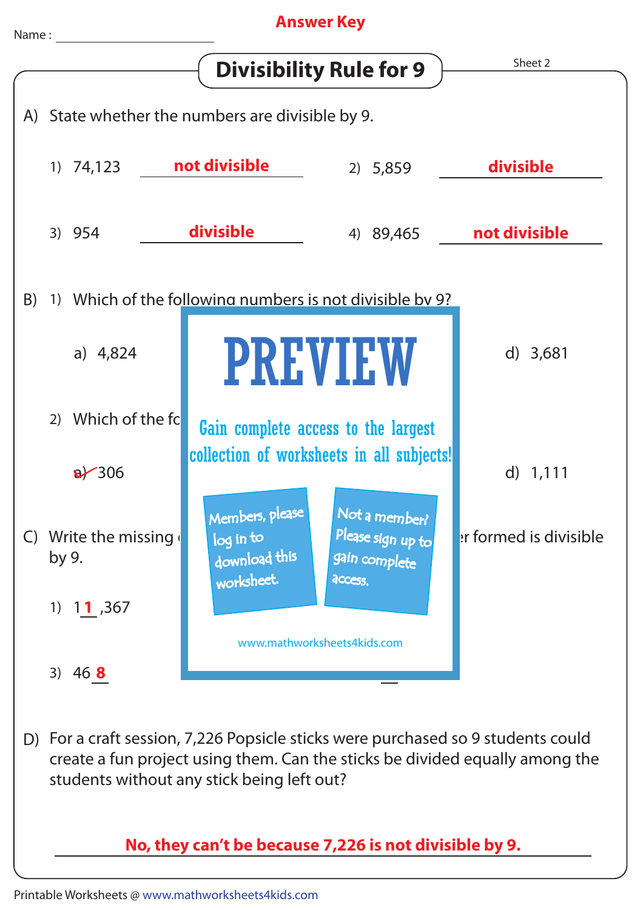Name :

**Answer Key**

# Divisibility Rule for 9

Sheet 2

A) State whether the numbers are divisible by 9.

1) 74,123 **not divisible**

2) 5,859 **divisible**

3) 954 **divisible**

4) 89,465 **not divisible**

B) 1) Which of the following numbers is not divisible by 9?

a) 4,824

d) 3,681

2) Which of the fo

a) 306

d) 1,111

PREVIEW

Gain complete access to the largest collection of worksheets in all subjects!

Members, please log in to download this worksheet.

Not a member? Please sign up to gain complete access.

www.mathworksheets4kids.com

C) Write the missing ... r formed is divisible by 9.

1) 1**1**,367

3) 46**8**

D) For a craft session, 7,226 Popsicle sticks were purchased so 9 students could create a fun project using them. Can the sticks be divided equally among the students without any stick being left out?

**No, they can't be because 7,226 is not divisible by 9.**